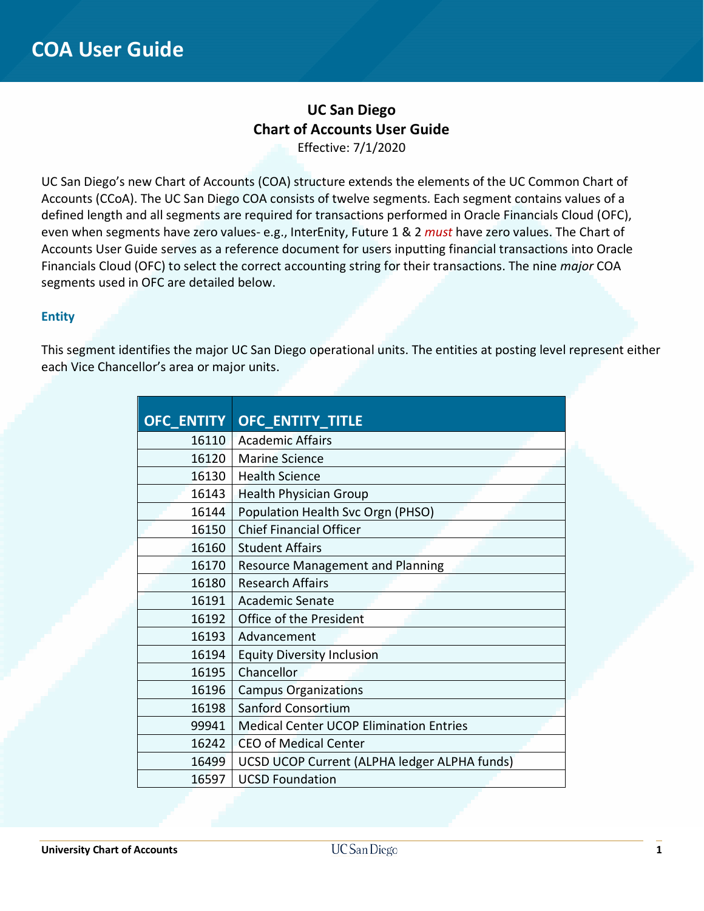# COA User Guide

## UC San Diego
## Chart of Accounts User Guide

Effective: 7/1/2020

UC San Diego's new Chart of Accounts (COA) structure extends the elements of the UC Common Chart of Accounts (CCoA). The UC San Diego COA consists of twelve segments. Each segment contains values of a defined length and all segments are required for transactions performed in Oracle Financials Cloud (OFC), even when segments have zero values- e.g., InterEnity, Future 1 & 2 *must* have zero values. The Chart of Accounts User Guide serves as a reference document for users inputting financial transactions into Oracle Financials Cloud (OFC) to select the correct accounting string for their transactions. The nine *major* COA segments used in OFC are detailed below.

### Entity

This segment identifies the major UC San Diego operational units. The entities at posting level represent either each Vice Chancellor's area or major units.

| OFC_ENTITY | OFC_ENTITY_TITLE |
|---:|---|
| 16110 | Academic Affairs |
| 16120 | Marine Science |
| 16130 | Health Science |
| 16143 | Health Physician Group |
| 16144 | Population Health Svc Orgn (PHSO) |
| 16150 | Chief Financial Officer |
| 16160 | Student Affairs |
| 16170 | Resource Management and Planning |
| 16180 | Research Affairs |
| 16191 | Academic Senate |
| 16192 | Office of the President |
| 16193 | Advancement |
| 16194 | Equity Diversity Inclusion |
| 16195 | Chancellor |
| 16196 | Campus Organizations |
| 16198 | Sanford Consortium |
| 99941 | Medical Center UCOP Elimination Entries |
| 16242 | CEO of Medical Center |
| 16499 | UCSD UCOP Current (ALPHA ledger ALPHA funds) |
| 16597 | UCSD Foundation |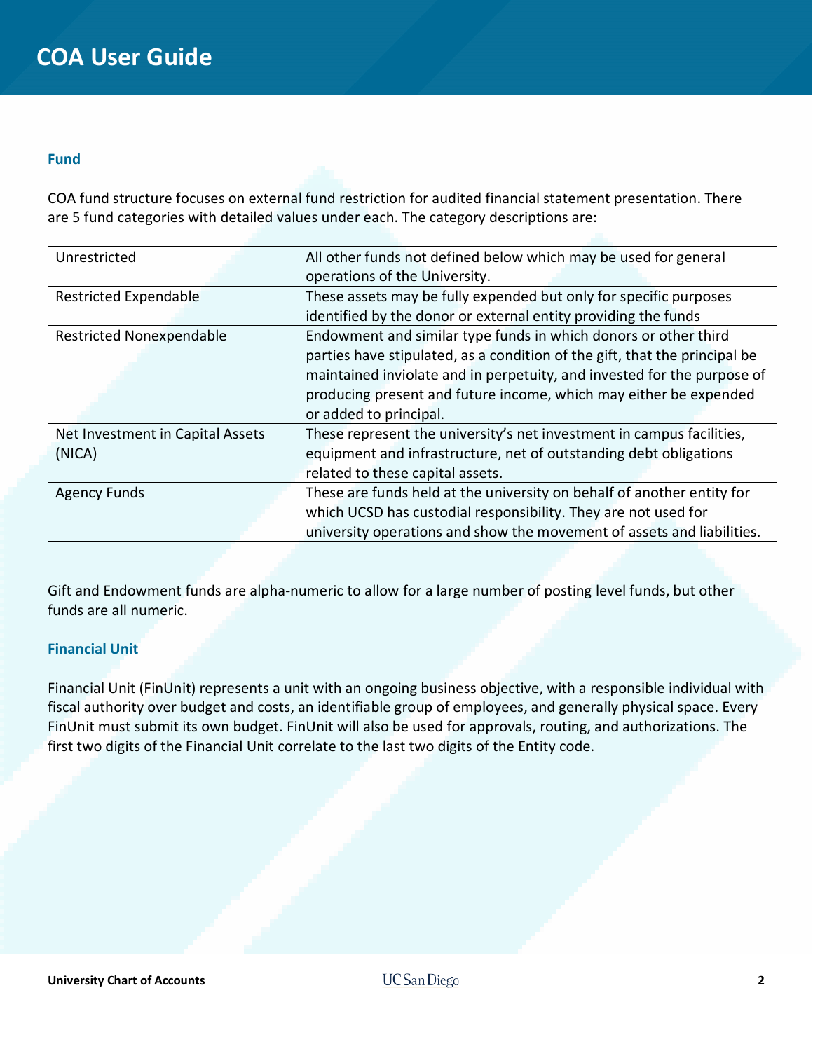### Fund

COA fund structure focuses on external fund restriction for audited financial statement presentation. There are 5 fund categories with detailed values under each. The category descriptions are:

| | |
|---|---|
| Unrestricted | All other funds not defined below which may be used for general operations of the University. |
| Restricted Expendable | These assets may be fully expended but only for specific purposes identified by the donor or external entity providing the funds |
| Restricted Nonexpendable | Endowment and similar type funds in which donors or other third parties have stipulated, as a condition of the gift, that the principal be maintained inviolate and in perpetuity, and invested for the purpose of producing present and future income, which may either be expended or added to principal. |
| Net Investment in Capital Assets (NICA) | These represent the university's net investment in campus facilities, equipment and infrastructure, net of outstanding debt obligations related to these capital assets. |
| Agency Funds | These are funds held at the university on behalf of another entity for which UCSD has custodial responsibility. They are not used for university operations and show the movement of assets and liabilities. |

Gift and Endowment funds are alpha-numeric to allow for a large number of posting level funds, but other funds are all numeric.

### Financial Unit

Financial Unit (FinUnit) represents a unit with an ongoing business objective, with a responsible individual with fiscal authority over budget and costs, an identifiable group of employees, and generally physical space. Every FinUnit must submit its own budget. FinUnit will also be used for approvals, routing, and authorizations. The first two digits of the Financial Unit correlate to the last two digits of the Entity code.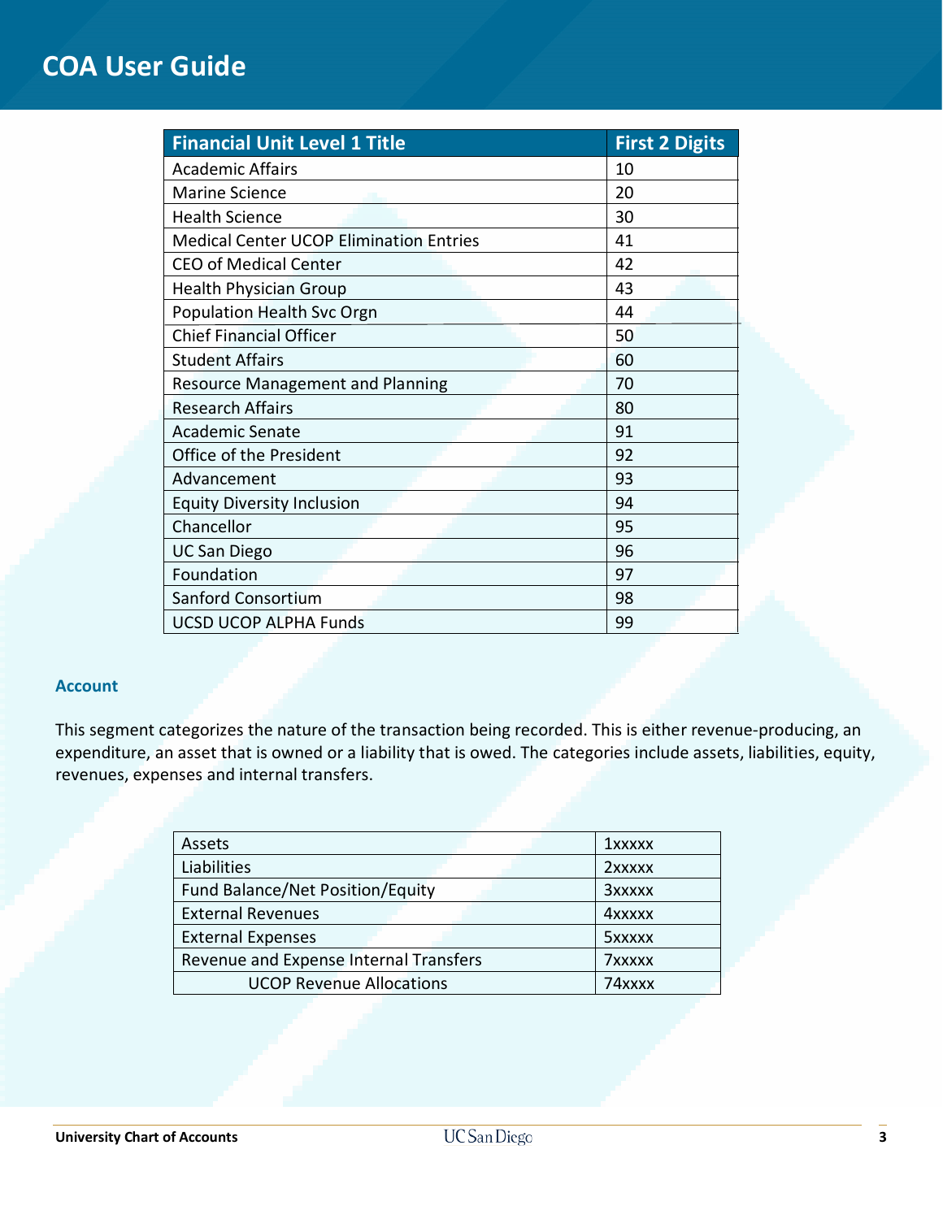| Financial Unit Level 1 Title | First 2 Digits |
|---|---|
| Academic Affairs | 10 |
| Marine Science | 20 |
| Health Science | 30 |
| Medical Center UCOP Elimination Entries | 41 |
| CEO of Medical Center | 42 |
| Health Physician Group | 43 |
| Population Health Svc Orgn | 44 |
| Chief Financial Officer | 50 |
| Student Affairs | 60 |
| Resource Management and Planning | 70 |
| Research Affairs | 80 |
| Academic Senate | 91 |
| Office of the President | 92 |
| Advancement | 93 |
| Equity Diversity Inclusion | 94 |
| Chancellor | 95 |
| UC San Diego | 96 |
| Foundation | 97 |
| Sanford Consortium | 98 |
| UCSD UCOP ALPHA Funds | 99 |

### Account

This segment categorizes the nature of the transaction being recorded. This is either revenue-producing, an expenditure, an asset that is owned or a liability that is owed. The categories include assets, liabilities, equity, revenues, expenses and internal transfers.

| | |
|---|---|
| Assets | 1xxxxx |
| Liabilities | 2xxxxx |
| Fund Balance/Net Position/Equity | 3xxxxx |
| External Revenues | 4xxxxx |
| External Expenses | 5xxxxx |
| Revenue and Expense Internal Transfers | 7xxxxx |
| UCOP Revenue Allocations | 74xxxx |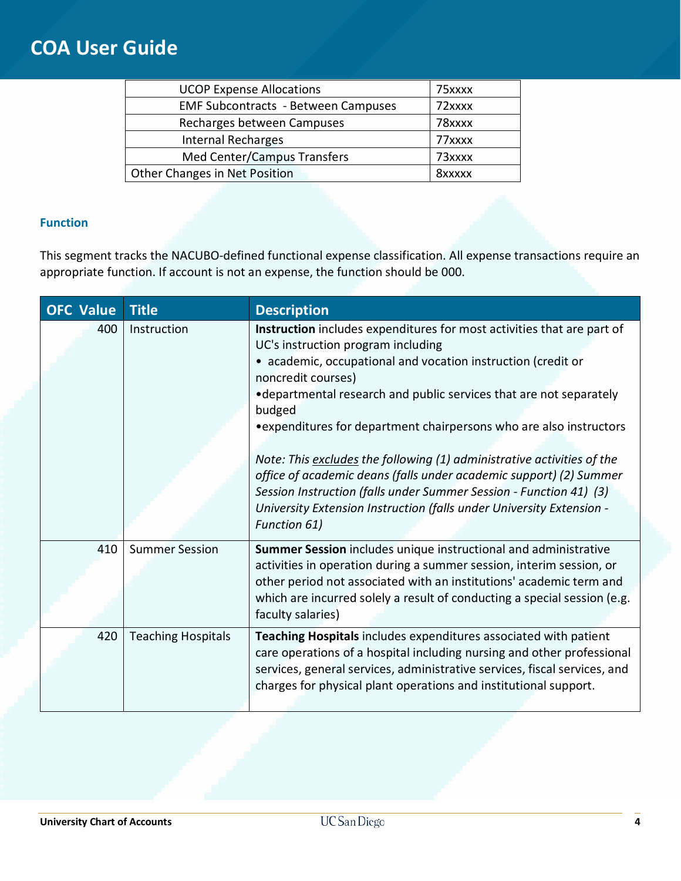| | |
|---|---|
| UCOP Expense Allocations | 75xxxx |
| EMF Subcontracts - Between Campuses | 72xxxx |
| Recharges between Campuses | 78xxxx |
| Internal Recharges | 77xxxx |
| Med Center/Campus Transfers | 73xxxx |
| Other Changes in Net Position | 8xxxxx |

### Function

This segment tracks the NACUBO-defined functional expense classification. All expense transactions require an appropriate function. If account is not an expense, the function should be 000.

| OFC Value | Title | Description |
|---|---|---|
| 400 | Instruction | **Instruction** includes expenditures for most activities that are part of UC's instruction program including<br>• academic, occupational and vocation instruction (credit or noncredit courses)<br>•departmental research and public services that are not separately budged<br>•expenditures for department chairpersons who are also instructors<br><br>*Note: This excludes the following (1) administrative activities of the office of academic deans (falls under academic support) (2) Summer Session Instruction (falls under Summer Session - Function 41) (3) University Extension Instruction (falls under University Extension - Function 61)* |
| 410 | Summer Session | **Summer Session** includes unique instructional and administrative activities in operation during a summer session, interim session, or other period not associated with an institutions' academic term and which are incurred solely a result of conducting a special session (e.g. faculty salaries) |
| 420 | Teaching Hospitals | **Teaching Hospitals** includes expenditures associated with patient care operations of a hospital including nursing and other professional services, general services, administrative services, fiscal services, and charges for physical plant operations and institutional support. |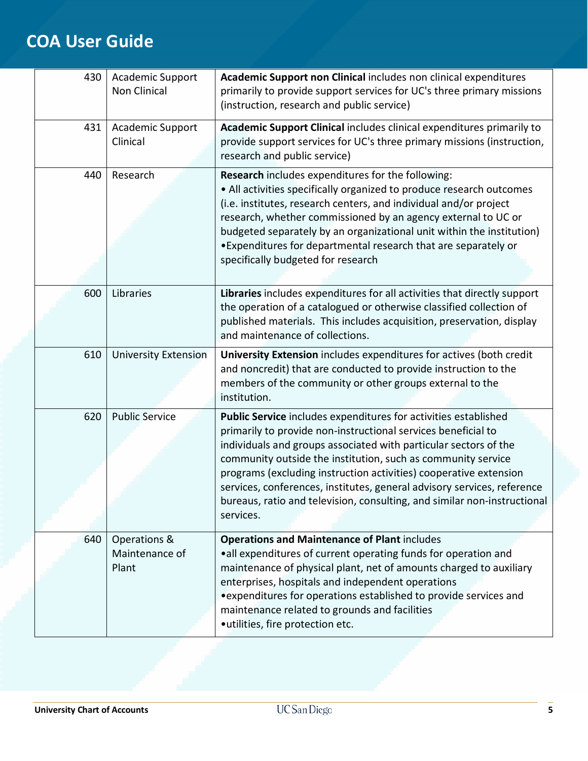| | | |
|---|---|---|
| 430 | Academic Support Non Clinical | **Academic Support non Clinical** includes non clinical expenditures primarily to provide support services for UC's three primary missions (instruction, research and public service) |
| 431 | Academic Support Clinical | **Academic Support Clinical** includes clinical expenditures primarily to provide support services for UC's three primary missions (instruction, research and public service) |
| 440 | Research | **Research** includes expenditures for the following:<br>• All activities specifically organized to produce research outcomes (i.e. institutes, research centers, and individual and/or project research, whether commissioned by an agency external to UC or budgeted separately by an organizational unit within the institution)<br>•Expenditures for departmental research that are separately or specifically budgeted for research |
| 600 | Libraries | **Libraries** includes expenditures for all activities that directly support the operation of a catalogued or otherwise classified collection of published materials. This includes acquisition, preservation, display and maintenance of collections. |
| 610 | University Extension | **University Extension** includes expenditures for actives (both credit and noncredit) that are conducted to provide instruction to the members of the community or other groups external to the institution. |
| 620 | Public Service | **Public Service** includes expenditures for activities established primarily to provide non-instructional services beneficial to individuals and groups associated with particular sectors of the community outside the institution, such as community service programs (excluding instruction activities) cooperative extension services, conferences, institutes, general advisory services, reference bureaus, ratio and television, consulting, and similar non-instructional services. |
| 640 | Operations & Maintenance of Plant | **Operations and Maintenance of Plant** includes<br>•all expenditures of current operating funds for operation and maintenance of physical plant, net of amounts charged to auxiliary enterprises, hospitals and independent operations<br>•expenditures for operations established to provide services and maintenance related to grounds and facilities<br>•utilities, fire protection etc. |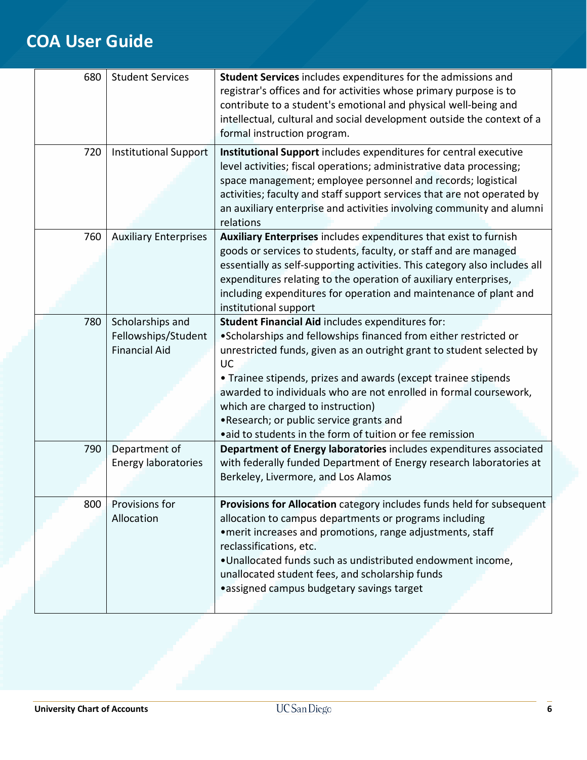| | | |
|---|---|---|
| 680 | Student Services | **Student Services** includes expenditures for the admissions and registrar's offices and for activities whose primary purpose is to contribute to a student's emotional and physical well-being and intellectual, cultural and social development outside the context of a formal instruction program. |
| 720 | Institutional Support | **Institutional Support** includes expenditures for central executive level activities; fiscal operations; administrative data processing; space management; employee personnel and records; logistical activities; faculty and staff support services that are not operated by an auxiliary enterprise and activities involving community and alumni relations |
| 760 | Auxiliary Enterprises | **Auxiliary Enterprises** includes expenditures that exist to furnish goods or services to students, faculty, or staff and are managed essentially as self-supporting activities. This category also includes all expenditures relating to the operation of auxiliary enterprises, including expenditures for operation and maintenance of plant and institutional support |
| 780 | Scholarships and Fellowships/Student Financial Aid | **Student Financial Aid** includes expenditures for:<br>•Scholarships and fellowships financed from either restricted or unrestricted funds, given as an outright grant to student selected by UC<br>• Trainee stipends, prizes and awards (except trainee stipends awarded to individuals who are not enrolled in formal coursework, which are charged to instruction)<br>•Research; or public service grants and<br>•aid to students in the form of tuition or fee remission |
| 790 | Department of Energy laboratories | **Department of Energy laboratories** includes expenditures associated with federally funded Department of Energy research laboratories at Berkeley, Livermore, and Los Alamos |
| 800 | Provisions for Allocation | **Provisions for Allocation** category includes funds held for subsequent allocation to campus departments or programs including<br>•merit increases and promotions, range adjustments, staff reclassifications, etc.<br>•Unallocated funds such as undistributed endowment income, unallocated student fees, and scholarship funds<br>•assigned campus budgetary savings target |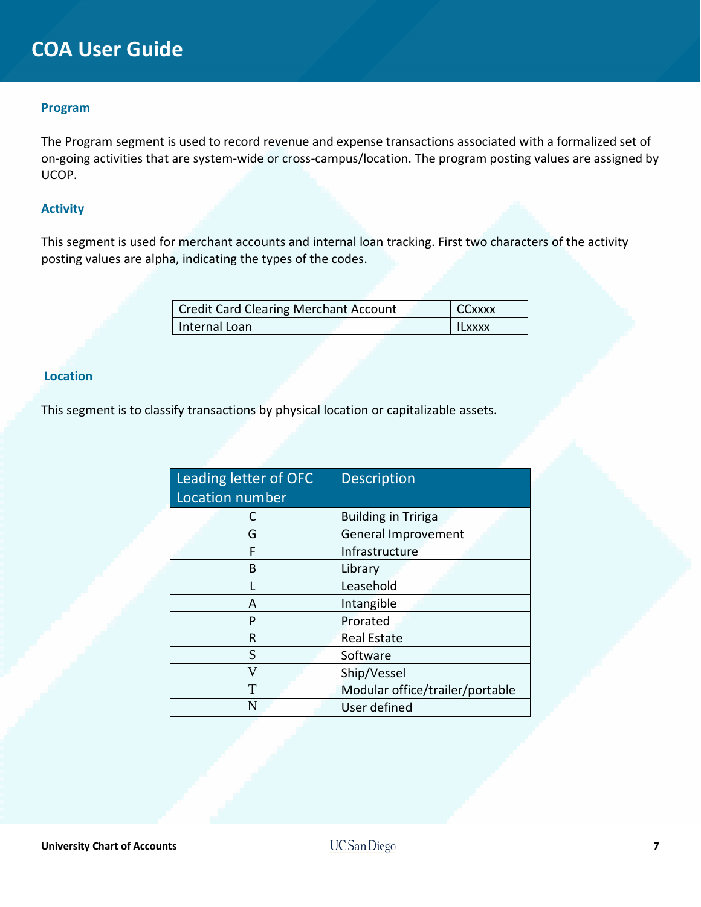### Program

The Program segment is used to record revenue and expense transactions associated with a formalized set of on-going activities that are system-wide or cross-campus/location. The program posting values are assigned by UCOP.

### Activity

This segment is used for merchant accounts and internal loan tracking. First two characters of the activity posting values are alpha, indicating the types of the codes.

| | |
|---|---|
| Credit Card Clearing Merchant Account | CCxxxx |
| Internal Loan | ILxxxx |

### Location

This segment is to classify transactions by physical location or capitalizable assets.

| Leading letter of OFC Location number | Description |
|---|---|
| C | Building in Tririga |
| G | General Improvement |
| F | Infrastructure |
| B | Library |
| L | Leasehold |
| A | Intangible |
| P | Prorated |
| R | Real Estate |
| S | Software |
| V | Ship/Vessel |
| T | Modular office/trailer/portable |
| N | User defined |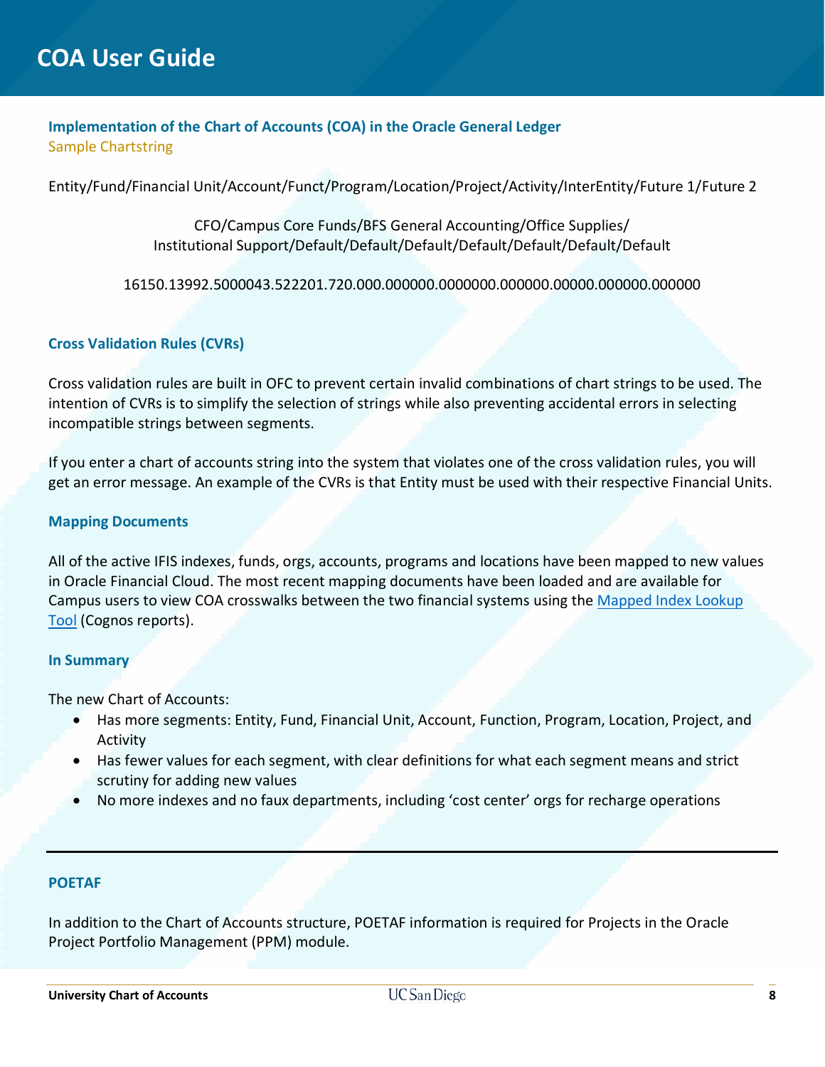# COA User Guide

### Implementation of the Chart of Accounts (COA) in the Oracle General Ledger

Sample Chartstring

Entity/Fund/Financial Unit/Account/Funct/Program/Location/Project/Activity/InterEntity/Future 1/Future 2

CFO/Campus Core Funds/BFS General Accounting/Office Supplies/
Institutional Support/Default/Default/Default/Default/Default/Default/Default

16150.13992.5000043.522201.720.000.000000.0000000.000000.00000.000000.000000

### Cross Validation Rules (CVRs)

Cross validation rules are built in OFC to prevent certain invalid combinations of chart strings to be used. The intention of CVRs is to simplify the selection of strings while also preventing accidental errors in selecting incompatible strings between segments.

If you enter a chart of accounts string into the system that violates one of the cross validation rules, you will get an error message. An example of the CVRs is that Entity must be used with their respective Financial Units.

### Mapping Documents

All of the active IFIS indexes, funds, orgs, accounts, programs and locations have been mapped to new values in Oracle Financial Cloud. The most recent mapping documents have been loaded and are available for Campus users to view COA crosswalks between the two financial systems using the Mapped Index Lookup Tool (Cognos reports).

### In Summary

The new Chart of Accounts:

- Has more segments: Entity, Fund, Financial Unit, Account, Function, Program, Location, Project, and Activity
- Has fewer values for each segment, with clear definitions for what each segment means and strict scrutiny for adding new values
- No more indexes and no faux departments, including 'cost center' orgs for recharge operations

---

### POETAF

In addition to the Chart of Accounts structure, POETAF information is required for Projects in the Oracle Project Portfolio Management (PPM) module.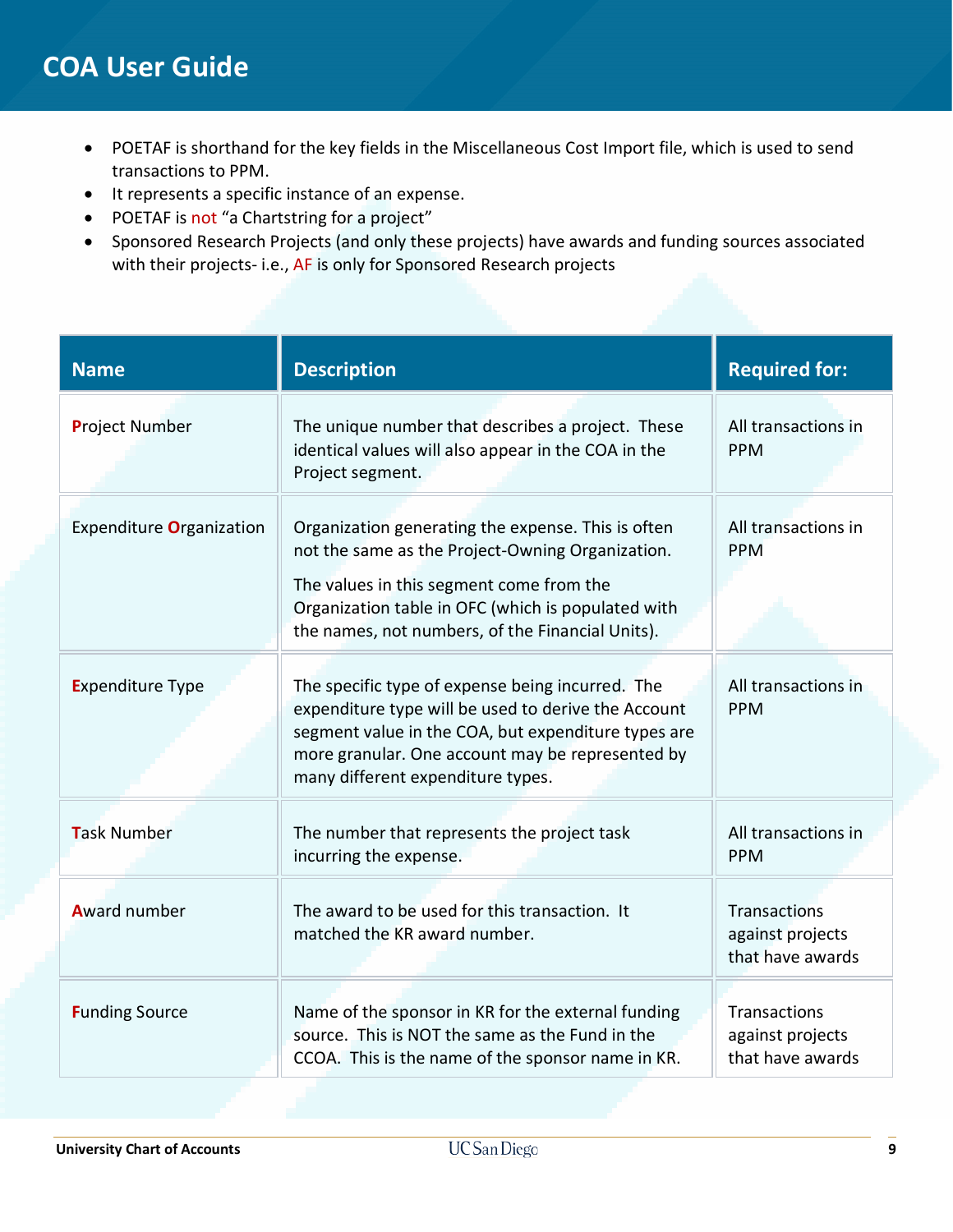- POETAF is shorthand for the key fields in the Miscellaneous Cost Import file, which is used to send transactions to PPM.
- It represents a specific instance of an expense.
- POETAF is not "a Chartstring for a project"
- Sponsored Research Projects (and only these projects) have awards and funding sources associated with their projects- i.e., AF is only for Sponsored Research projects

| Name | Description | Required for: |
|---|---|---|
| **P**roject Number | The unique number that describes a project. These identical values will also appear in the COA in the Project segment. | All transactions in PPM |
| Expenditure **O**rganization | Organization generating the expense. This is often not the same as the Project-Owning Organization. The values in this segment come from the Organization table in OFC (which is populated with the names, not numbers, of the Financial Units). | All transactions in PPM |
| **E**xpenditure Type | The specific type of expense being incurred. The expenditure type will be used to derive the Account segment value in the COA, but expenditure types are more granular. One account may be represented by many different expenditure types. | All transactions in PPM |
| **T**ask Number | The number that represents the project task incurring the expense. | All transactions in PPM |
| **A**ward number | The award to be used for this transaction. It matched the KR award number. | Transactions against projects that have awards |
| **F**unding Source | Name of the sponsor in KR for the external funding source. This is NOT the same as the Fund in the CCOA. This is the name of the sponsor name in KR. | Transactions against projects that have awards |